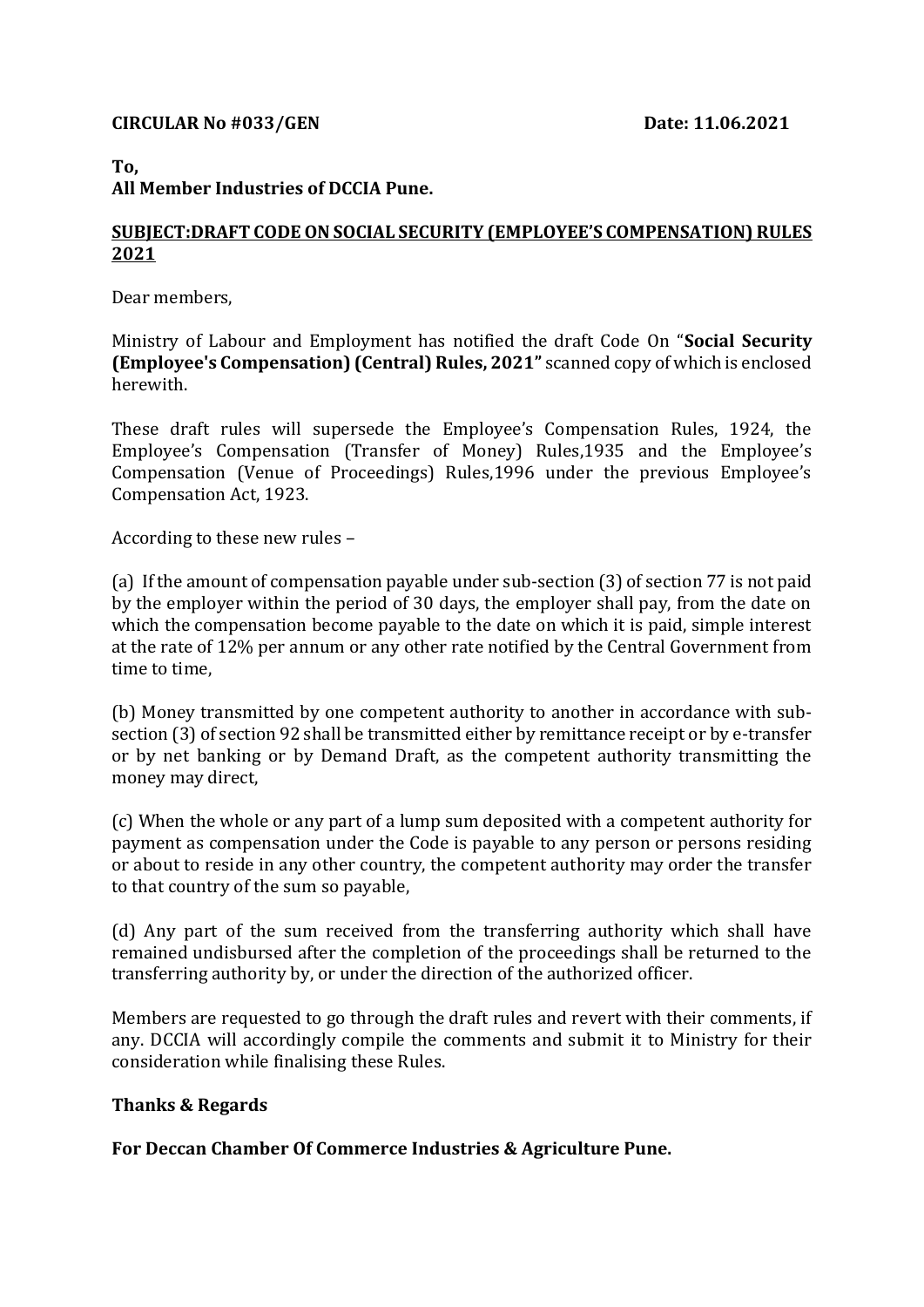**CIRCULAR No #033/GEN** **Date: 11.06.2021**

**To,**
**All Member Industries of DCCIA Pune.**

**SUBJECT:DRAFT CODE ON SOCIAL SECURITY (EMPLOYEE'S COMPENSATION) RULES 2021**

Dear members,

Ministry of Labour and Employment has notified the draft Code On "**Social Security (Employee's Compensation) (Central) Rules, 2021"** scanned copy of which is enclosed herewith.

These draft rules will supersede the Employee's Compensation Rules, 1924, the Employee's Compensation (Transfer of Money) Rules,1935 and the Employee's Compensation (Venue of Proceedings) Rules,1996 under the previous Employee's Compensation Act, 1923.

According to these new rules –

(a) If the amount of compensation payable under sub-section (3) of section 77 is not paid by the employer within the period of 30 days, the employer shall pay, from the date on which the compensation become payable to the date on which it is paid, simple interest at the rate of 12% per annum or any other rate notified by the Central Government from time to time,

(b) Money transmitted by one competent authority to another in accordance with sub-section (3) of section 92 shall be transmitted either by remittance receipt or by e-transfer or by net banking or by Demand Draft, as the competent authority transmitting the money may direct,

(c) When the whole or any part of a lump sum deposited with a competent authority for payment as compensation under the Code is payable to any person or persons residing or about to reside in any other country, the competent authority may order the transfer to that country of the sum so payable,

(d) Any part of the sum received from the transferring authority which shall have remained undisbursed after the completion of the proceedings shall be returned to the transferring authority by, or under the direction of the authorized officer.

Members are requested to go through the draft rules and revert with their comments, if any. DCCIA will accordingly compile the comments and submit it to Ministry for their consideration while finalising these Rules.

**Thanks & Regards**

**For Deccan Chamber Of Commerce Industries & Agriculture Pune.**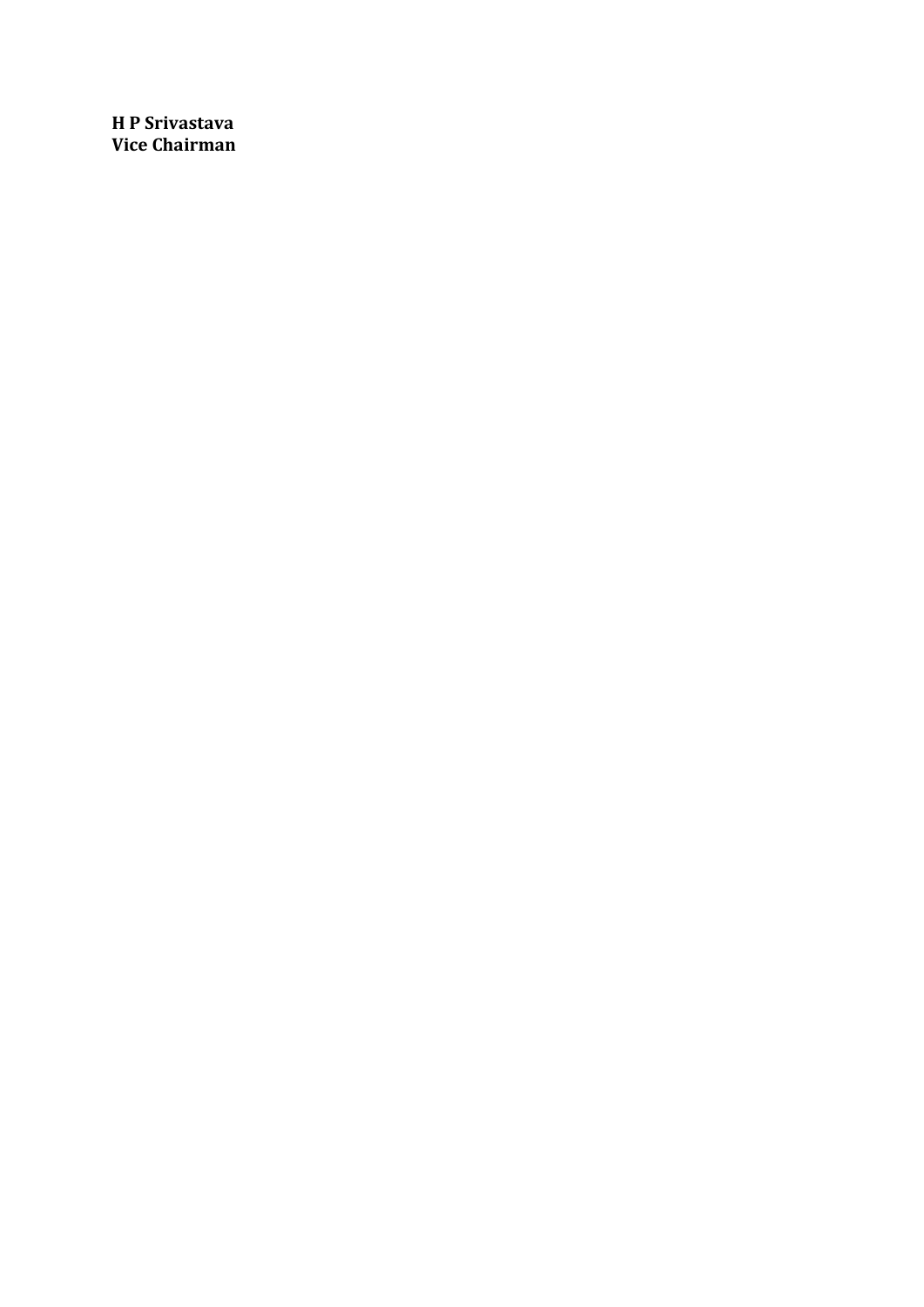**H P Srivastava**
**Vice Chairman**